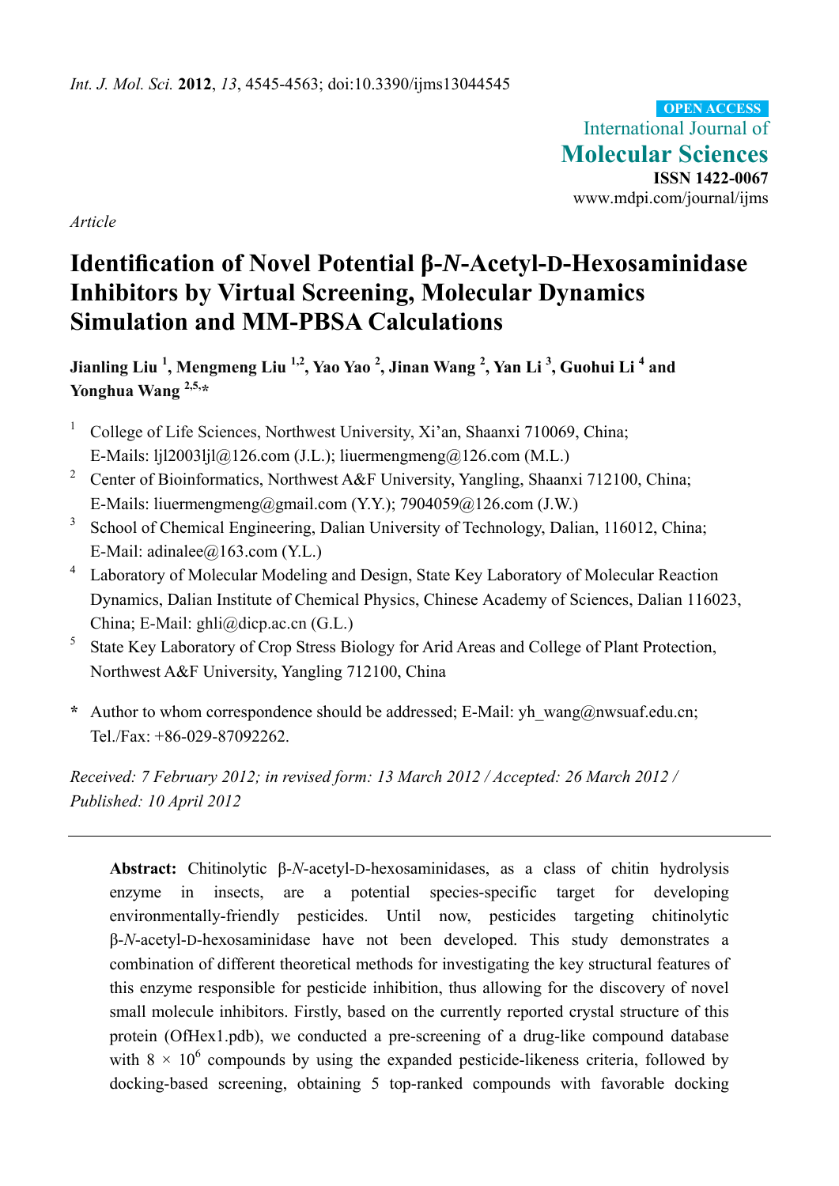*Int. J. Mol. Sci.* **2012**, *13*, 4545-4563; doi:10.3390/ijms13044545

**OPEN ACCESS**

International Journal of
**Molecular Sciences**
**ISSN 1422-0067**
www.mdpi.com/journal/ijms

*Article*

# Identification of Novel Potential β-*N*-Acetyl-D-Hexosaminidase Inhibitors by Virtual Screening, Molecular Dynamics Simulation and MM-PBSA Calculations

**Jianling Liu [1], Mengmeng Liu [1,2], Yao Yao [2], Jinan Wang [2], Yan Li [3], Guohui Li [4] and Yonghua Wang [2,5,*]**

[1] College of Life Sciences, Northwest University, Xi'an, Shaanxi 710069, China; E-Mails: ljl2003ljl@126.com (J.L.); liuermengmeng@126.com (M.L.)

[2] Center of Bioinformatics, Northwest A&F University, Yangling, Shaanxi 712100, China; E-Mails: liuermengmeng@gmail.com (Y.Y.); 7904059@126.com (J.W.)

[3] School of Chemical Engineering, Dalian University of Technology, Dalian, 116012, China; E-Mail: adinalee@163.com (Y.L.)

[4] Laboratory of Molecular Modeling and Design, State Key Laboratory of Molecular Reaction Dynamics, Dalian Institute of Chemical Physics, Chinese Academy of Sciences, Dalian 116023, China; E-Mail: ghli@dicp.ac.cn (G.L.)

[5] State Key Laboratory of Crop Stress Biology for Arid Areas and College of Plant Protection, Northwest A&F University, Yangling 712100, China

**\*** Author to whom correspondence should be addressed; E-Mail: yh_wang@nwsuaf.edu.cn; Tel./Fax: +86-029-87092262.

*Received: 7 February 2012; in revised form: 13 March 2012 / Accepted: 26 March 2012 / Published: 10 April 2012*

---

**Abstract:** Chitinolytic β-*N*-acetyl-D-hexosaminidases, as a class of chitin hydrolysis enzyme in insects, are a potential species-specific target for developing environmentally-friendly pesticides. Until now, pesticides targeting chitinolytic β-*N*-acetyl-D-hexosaminidase have not been developed. This study demonstrates a combination of different theoretical methods for investigating the key structural features of this enzyme responsible for pesticide inhibition, thus allowing for the discovery of novel small molecule inhibitors. Firstly, based on the currently reported crystal structure of this protein (OfHex1.pdb), we conducted a pre-screening of a drug-like compound database with $8 \times 10^6$ compounds by using the expanded pesticide-likeness criteria, followed by docking-based screening, obtaining 5 top-ranked compounds with favorable docking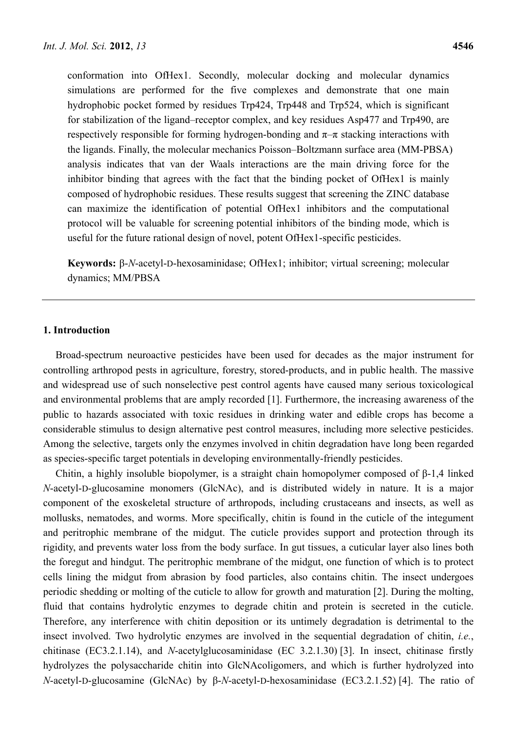conformation into OfHex1. Secondly, molecular docking and molecular dynamics simulations are performed for the five complexes and demonstrate that one main hydrophobic pocket formed by residues Trp424, Trp448 and Trp524, which is significant for stabilization of the ligand–receptor complex, and key residues Asp477 and Trp490, are respectively responsible for forming hydrogen-bonding and π–π stacking interactions with the ligands. Finally, the molecular mechanics Poisson–Boltzmann surface area (MM-PBSA) analysis indicates that van der Waals interactions are the main driving force for the inhibitor binding that agrees with the fact that the binding pocket of OfHex1 is mainly composed of hydrophobic residues. These results suggest that screening the ZINC database can maximize the identification of potential OfHex1 inhibitors and the computational protocol will be valuable for screening potential inhibitors of the binding mode, which is useful for the future rational design of novel, potent OfHex1-specific pesticides.

**Keywords:** β-*N*-acetyl-D-hexosaminidase; OfHex1; inhibitor; virtual screening; molecular dynamics; MM/PBSA

## 1. Introduction

Broad-spectrum neuroactive pesticides have been used for decades as the major instrument for controlling arthropod pests in agriculture, forestry, stored-products, and in public health. The massive and widespread use of such nonselective pest control agents have caused many serious toxicological and environmental problems that are amply recorded [1]. Furthermore, the increasing awareness of the public to hazards associated with toxic residues in drinking water and edible crops has become a considerable stimulus to design alternative pest control measures, including more selective pesticides. Among the selective, targets only the enzymes involved in chitin degradation have long been regarded as species-specific target potentials in developing environmentally-friendly pesticides.

Chitin, a highly insoluble biopolymer, is a straight chain homopolymer composed of β-1,4 linked *N*-acetyl-D-glucosamine monomers (GlcNAc), and is distributed widely in nature. It is a major component of the exoskeletal structure of arthropods, including crustaceans and insects, as well as mollusks, nematodes, and worms. More specifically, chitin is found in the cuticle of the integument and peritrophic membrane of the midgut. The cuticle provides support and protection through its rigidity, and prevents water loss from the body surface. In gut tissues, a cuticular layer also lines both the foregut and hindgut. The peritrophic membrane of the midgut, one function of which is to protect cells lining the midgut from abrasion by food particles, also contains chitin. The insect undergoes periodic shedding or molting of the cuticle to allow for growth and maturation [2]. During the molting, fluid that contains hydrolytic enzymes to degrade chitin and protein is secreted in the cuticle. Therefore, any interference with chitin deposition or its untimely degradation is detrimental to the insect involved. Two hydrolytic enzymes are involved in the sequential degradation of chitin, *i.e.*, chitinase (EC3.2.1.14), and *N*-acetylglucosaminidase (EC 3.2.1.30) [3]. In insect, chitinase firstly hydrolyzes the polysaccharide chitin into GlcNAcoligomers, and which is further hydrolyzed into *N*-acetyl-D-glucosamine (GlcNAc) by β-*N*-acetyl-D-hexosaminidase (EC3.2.1.52) [4]. The ratio of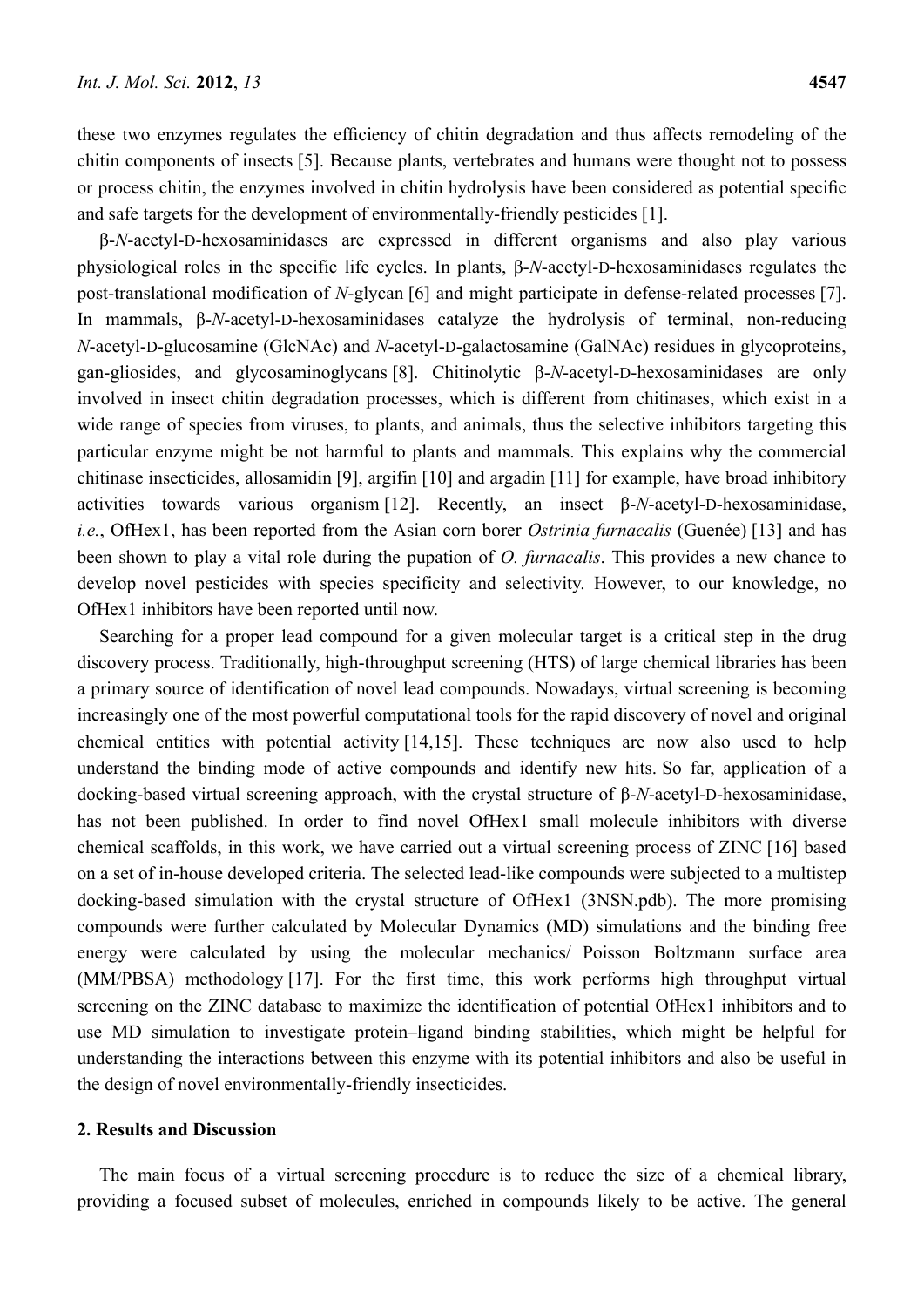these two enzymes regulates the efficiency of chitin degradation and thus affects remodeling of the chitin components of insects [5]. Because plants, vertebrates and humans were thought not to possess or process chitin, the enzymes involved in chitin hydrolysis have been considered as potential specific and safe targets for the development of environmentally-friendly pesticides [1].

β-*N*-acetyl-D-hexosaminidases are expressed in different organisms and also play various physiological roles in the specific life cycles. In plants, β-*N*-acetyl-D-hexosaminidases regulates the post-translational modification of *N*-glycan [6] and might participate in defense-related processes [7]. In mammals, β-*N*-acetyl-D-hexosaminidases catalyze the hydrolysis of terminal, non-reducing *N*-acetyl-D-glucosamine (GlcNAc) and *N*-acetyl-D-galactosamine (GalNAc) residues in glycoproteins, gan-gliosides, and glycosaminoglycans [8]. Chitinolytic β-*N*-acetyl-D-hexosaminidases are only involved in insect chitin degradation processes, which is different from chitinases, which exist in a wide range of species from viruses, to plants, and animals, thus the selective inhibitors targeting this particular enzyme might be not harmful to plants and mammals. This explains why the commercial chitinase insecticides, allosamidin [9], argifin [10] and argadin [11] for example, have broad inhibitory activities towards various organism [12]. Recently, an insect β-*N*-acetyl-D-hexosaminidase, *i.e.*, OfHex1, has been reported from the Asian corn borer *Ostrinia furnacalis* (Guenée) [13] and has been shown to play a vital role during the pupation of *O. furnacalis*. This provides a new chance to develop novel pesticides with species specificity and selectivity. However, to our knowledge, no OfHex1 inhibitors have been reported until now.

Searching for a proper lead compound for a given molecular target is a critical step in the drug discovery process. Traditionally, high-throughput screening (HTS) of large chemical libraries has been a primary source of identification of novel lead compounds. Nowadays, virtual screening is becoming increasingly one of the most powerful computational tools for the rapid discovery of novel and original chemical entities with potential activity [14,15]. These techniques are now also used to help understand the binding mode of active compounds and identify new hits. So far, application of a docking-based virtual screening approach, with the crystal structure of β-*N*-acetyl-D-hexosaminidase, has not been published. In order to find novel OfHex1 small molecule inhibitors with diverse chemical scaffolds, in this work, we have carried out a virtual screening process of ZINC [16] based on a set of in-house developed criteria. The selected lead-like compounds were subjected to a multistep docking-based simulation with the crystal structure of OfHex1 (3NSN.pdb). The more promising compounds were further calculated by Molecular Dynamics (MD) simulations and the binding free energy were calculated by using the molecular mechanics/ Poisson Boltzmann surface area (MM/PBSA) methodology [17]. For the first time, this work performs high throughput virtual screening on the ZINC database to maximize the identification of potential OfHex1 inhibitors and to use MD simulation to investigate protein–ligand binding stabilities, which might be helpful for understanding the interactions between this enzyme with its potential inhibitors and also be useful in the design of novel environmentally-friendly insecticides.

## 2. Results and Discussion

The main focus of a virtual screening procedure is to reduce the size of a chemical library, providing a focused subset of molecules, enriched in compounds likely to be active. The general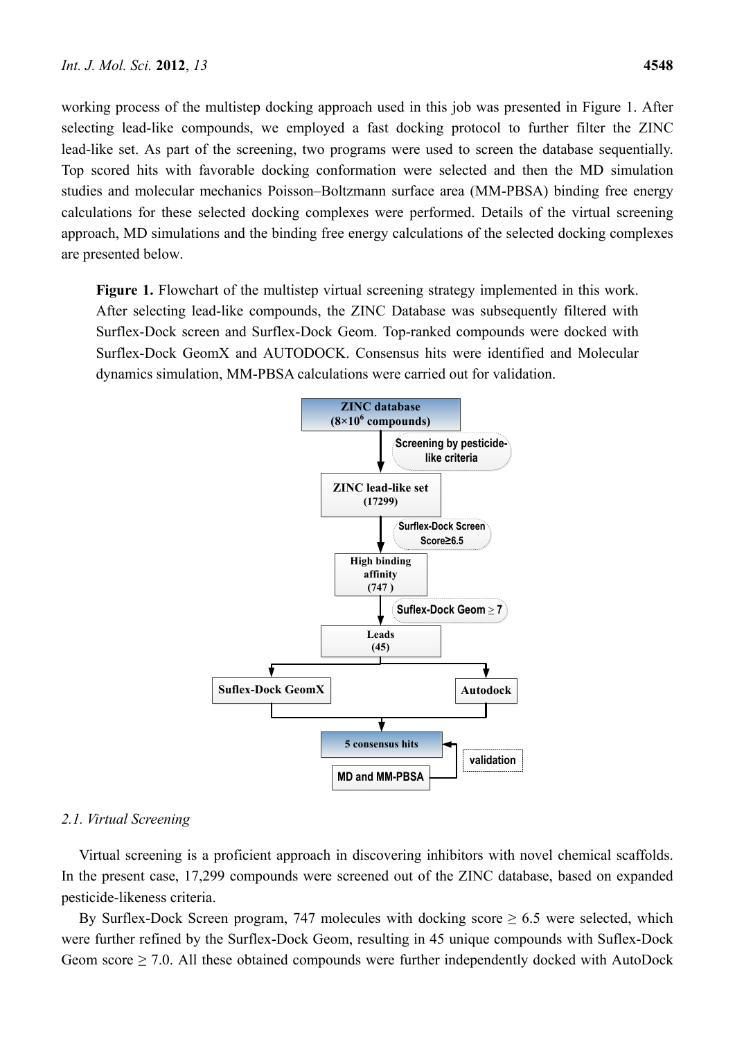working process of the multistep docking approach used in this job was presented in Figure 1. After selecting lead-like compounds, we employed a fast docking protocol to further filter the ZINC lead-like set. As part of the screening, two programs were used to screen the database sequentially. Top scored hits with favorable docking conformation were selected and then the MD simulation studies and molecular mechanics Poisson–Boltzmann surface area (MM-PBSA) binding free energy calculations for these selected docking complexes were performed. Details of the virtual screening approach, MD simulations and the binding free energy calculations of the selected docking complexes are presented below.

**Figure 1.** Flowchart of the multistep virtual screening strategy implemented in this work. After selecting lead-like compounds, the ZINC Database was subsequently filtered with Surflex-Dock screen and Surflex-Dock Geom. Top-ranked compounds were docked with Surflex-Dock GeomX and AUTODOCK. Consensus hits were identified and Molecular dynamics simulation, MM-PBSA calculations were carried out for validation.

### 2.1. Virtual Screening

Virtual screening is a proficient approach in discovering inhibitors with novel chemical scaffolds. In the present case, 17,299 compounds were screened out of the ZINC database, based on expanded pesticide-likeness criteria.

By Surflex-Dock Screen program, 747 molecules with docking score ≥ 6.5 were selected, which were further refined by the Surflex-Dock Geom, resulting in 45 unique compounds with Suflex-Dock Geom score ≥ 7.0. All these obtained compounds were further independently docked with AutoDock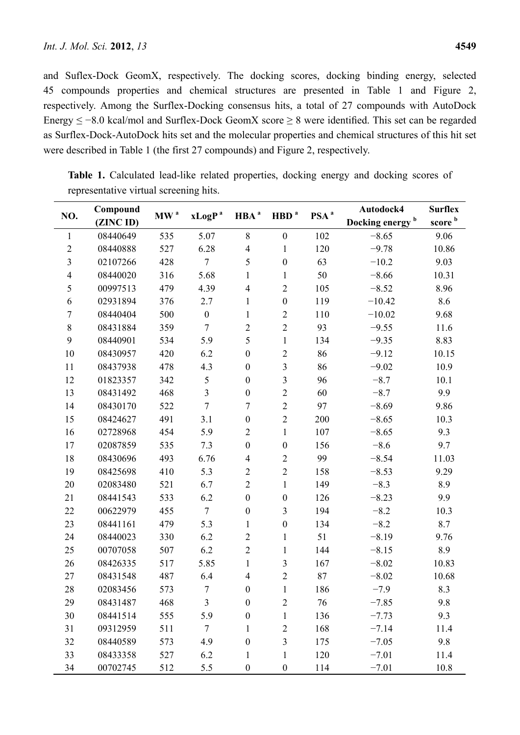and Suflex-Dock GeomX, respectively. The docking scores, docking binding energy, selected 45 compounds properties and chemical structures are presented in Table 1 and Figure 2, respectively. Among the Surflex-Docking consensus hits, a total of 27 compounds with AutoDock Energy ≤ −8.0 kcal/mol and Surflex-Dock GeomX score ≥ 8 were identified. This set can be regarded as Surflex-Dock-AutoDock hits set and the molecular properties and chemical structures of this hit set were described in Table 1 (the first 27 compounds) and Figure 2, respectively.

**Table 1.** Calculated lead-like related properties, docking energy and docking scores of representative virtual screening hits.

| NO. | Compound (ZINC ID) | MW [a] | xLogP [a] | HBA [a] | HBD [a] | PSA [a] | Autodock4 Docking energy [b] | Surflex score [b] |
|---|---|---|---|---|---|---|---|---|
| 1 | 08440649 | 535 | 5.07 | 8 | 0 | 102 | −8.65 | 9.06 |
| 2 | 08440888 | 527 | 6.28 | 4 | 1 | 120 | −9.78 | 10.86 |
| 3 | 02107266 | 428 | 7 | 5 | 0 | 63 | −10.2 | 9.03 |
| 4 | 08440020 | 316 | 5.68 | 1 | 1 | 50 | −8.66 | 10.31 |
| 5 | 00997513 | 479 | 4.39 | 4 | 2 | 105 | −8.52 | 8.96 |
| 6 | 02931894 | 376 | 2.7 | 1 | 0 | 119 | −10.42 | 8.6 |
| 7 | 08440404 | 500 | 0 | 1 | 2 | 110 | −10.02 | 9.68 |
| 8 | 08431884 | 359 | 7 | 2 | 2 | 93 | −9.55 | 11.6 |
| 9 | 08440901 | 534 | 5.9 | 5 | 1 | 134 | −9.35 | 8.83 |
| 10 | 08430957 | 420 | 6.2 | 0 | 2 | 86 | −9.12 | 10.15 |
| 11 | 08437938 | 478 | 4.3 | 0 | 3 | 86 | −9.02 | 10.9 |
| 12 | 01823357 | 342 | 5 | 0 | 3 | 96 | −8.7 | 10.1 |
| 13 | 08431492 | 468 | 3 | 0 | 2 | 60 | −8.7 | 9.9 |
| 14 | 08430170 | 522 | 7 | 7 | 2 | 97 | −8.69 | 9.86 |
| 15 | 08424627 | 491 | 3.1 | 0 | 2 | 200 | −8.65 | 10.3 |
| 16 | 02728968 | 454 | 5.9 | 2 | 1 | 107 | −8.65 | 9.3 |
| 17 | 02087859 | 535 | 7.3 | 0 | 0 | 156 | −8.6 | 9.7 |
| 18 | 08430696 | 493 | 6.76 | 4 | 2 | 99 | −8.54 | 11.03 |
| 19 | 08425698 | 410 | 5.3 | 2 | 2 | 158 | −8.53 | 9.29 |
| 20 | 02083480 | 521 | 6.7 | 2 | 1 | 149 | −8.3 | 8.9 |
| 21 | 08441543 | 533 | 6.2 | 0 | 0 | 126 | −8.23 | 9.9 |
| 22 | 00622979 | 455 | 7 | 0 | 3 | 194 | −8.2 | 10.3 |
| 23 | 08441161 | 479 | 5.3 | 1 | 0 | 134 | −8.2 | 8.7 |
| 24 | 08440023 | 330 | 6.2 | 2 | 1 | 51 | −8.19 | 9.76 |
| 25 | 00707058 | 507 | 6.2 | 2 | 1 | 144 | −8.15 | 8.9 |
| 26 | 08426335 | 517 | 5.85 | 1 | 3 | 167 | −8.02 | 10.83 |
| 27 | 08431548 | 487 | 6.4 | 4 | 2 | 87 | −8.02 | 10.68 |
| 28 | 02083456 | 573 | 7 | 0 | 1 | 186 | −7.9 | 8.3 |
| 29 | 08431487 | 468 | 3 | 0 | 2 | 76 | −7.85 | 9.8 |
| 30 | 08441514 | 555 | 5.9 | 0 | 1 | 136 | −7.73 | 9.3 |
| 31 | 09312959 | 511 | 7 | 1 | 2 | 168 | −7.14 | 11.4 |
| 32 | 08440589 | 573 | 4.9 | 0 | 3 | 175 | −7.05 | 9.8 |
| 33 | 08433358 | 527 | 6.2 | 1 | 1 | 120 | −7.01 | 11.4 |
| 34 | 00702745 | 512 | 5.5 | 0 | 0 | 114 | −7.01 | 10.8 |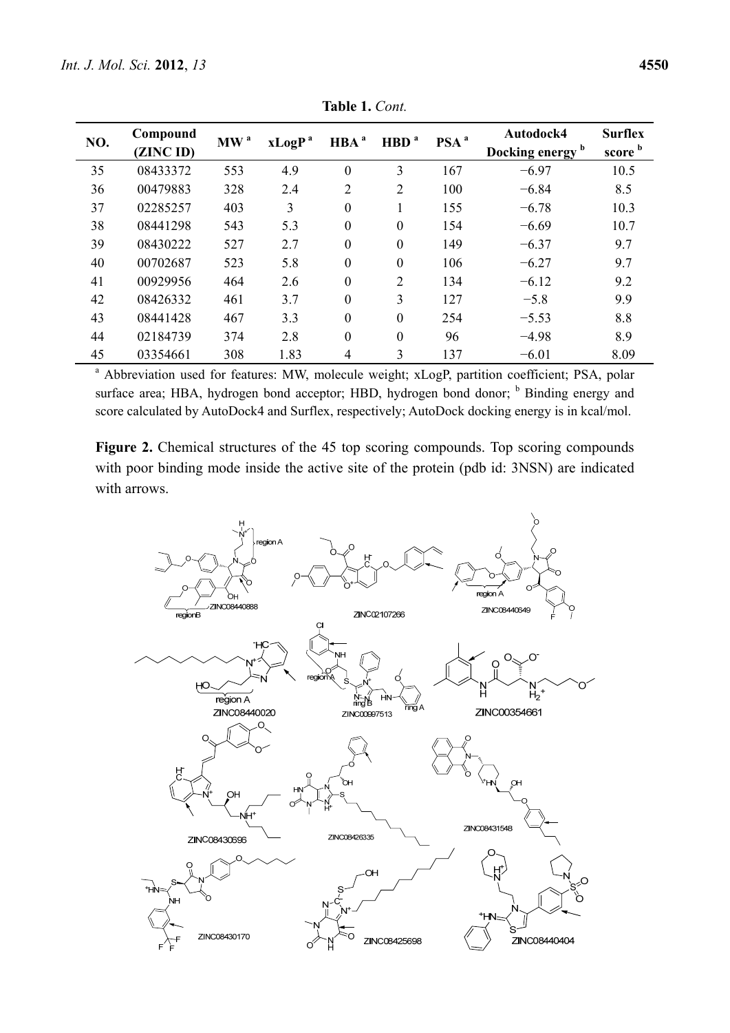**Table 1.** *Cont.*

| NO. | Compound (ZINC ID) | MW [a] | xLogP [a] | HBA [a] | HBD [a] | PSA [a] | Autodock4 Docking energy [b] | Surflex score [b] |
|---|---|---|---|---|---|---|---|---|
| 35 | 08433372 | 553 | 4.9 | 0 | 3 | 167 | −6.97 | 10.5 |
| 36 | 00479883 | 328 | 2.4 | 2 | 2 | 100 | −6.84 | 8.5 |
| 37 | 02285257 | 403 | 3 | 0 | 1 | 155 | −6.78 | 10.3 |
| 38 | 08441298 | 543 | 5.3 | 0 | 0 | 154 | −6.69 | 10.7 |
| 39 | 08430222 | 527 | 2.7 | 0 | 0 | 149 | −6.37 | 9.7 |
| 40 | 00702687 | 523 | 5.8 | 0 | 0 | 106 | −6.27 | 9.7 |
| 41 | 00929956 | 464 | 2.6 | 0 | 2 | 134 | −6.12 | 9.2 |
| 42 | 08426332 | 461 | 3.7 | 0 | 3 | 127 | −5.8 | 9.9 |
| 43 | 08441428 | 467 | 3.3 | 0 | 0 | 254 | −5.53 | 8.8 |
| 44 | 02184739 | 374 | 2.8 | 0 | 0 | 96 | −4.98 | 8.9 |
| 45 | 03354661 | 308 | 1.83 | 4 | 3 | 137 | −6.01 | 8.09 |

[a] Abbreviation used for features: MW, molecule weight; xLogP, partition coefficient; PSA, polar surface area; HBA, hydrogen bond acceptor; HBD, hydrogen bond donor; [b] Binding energy and score calculated by AutoDock4 and Surflex, respectively; AutoDock docking energy is in kcal/mol.

**Figure 2.** Chemical structures of the 45 top scoring compounds. Top scoring compounds with poor binding mode inside the active site of the protein (pdb id: 3NSN) are indicated with arrows.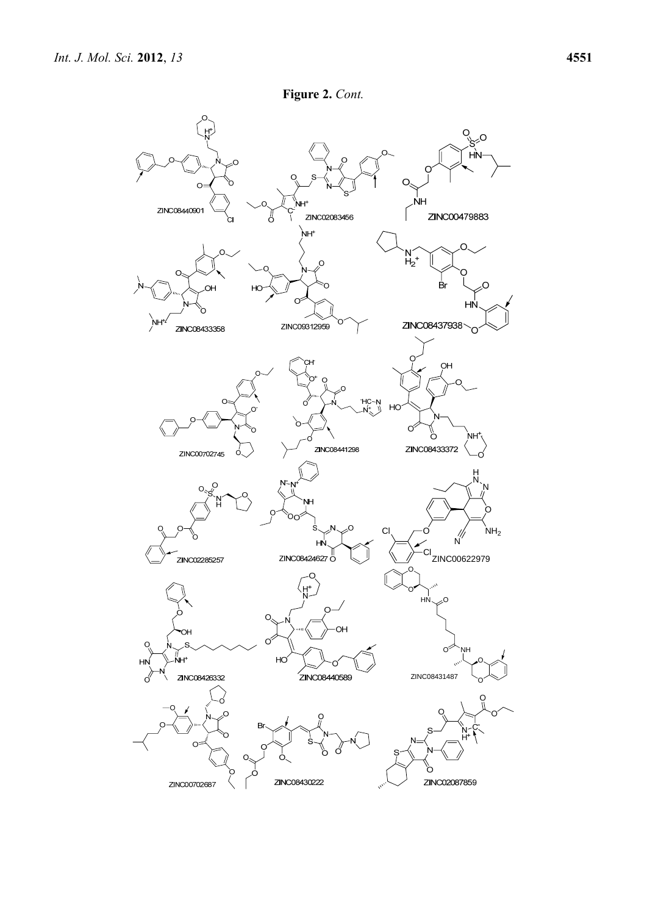**Figure 2.** *Cont.*

ZINC08440901

ZINC02083456

ZINC00479883

ZINC08433358

ZINC09312959

ZINC08437938

ZINC00702745

ZINC08441298

ZINC08433372

ZINC02285257

ZINC08424627

ZINC00622979

ZINC08426332

ZINC08440589

ZINC08431487

ZINC00702687

ZINC08430222

ZINC02087859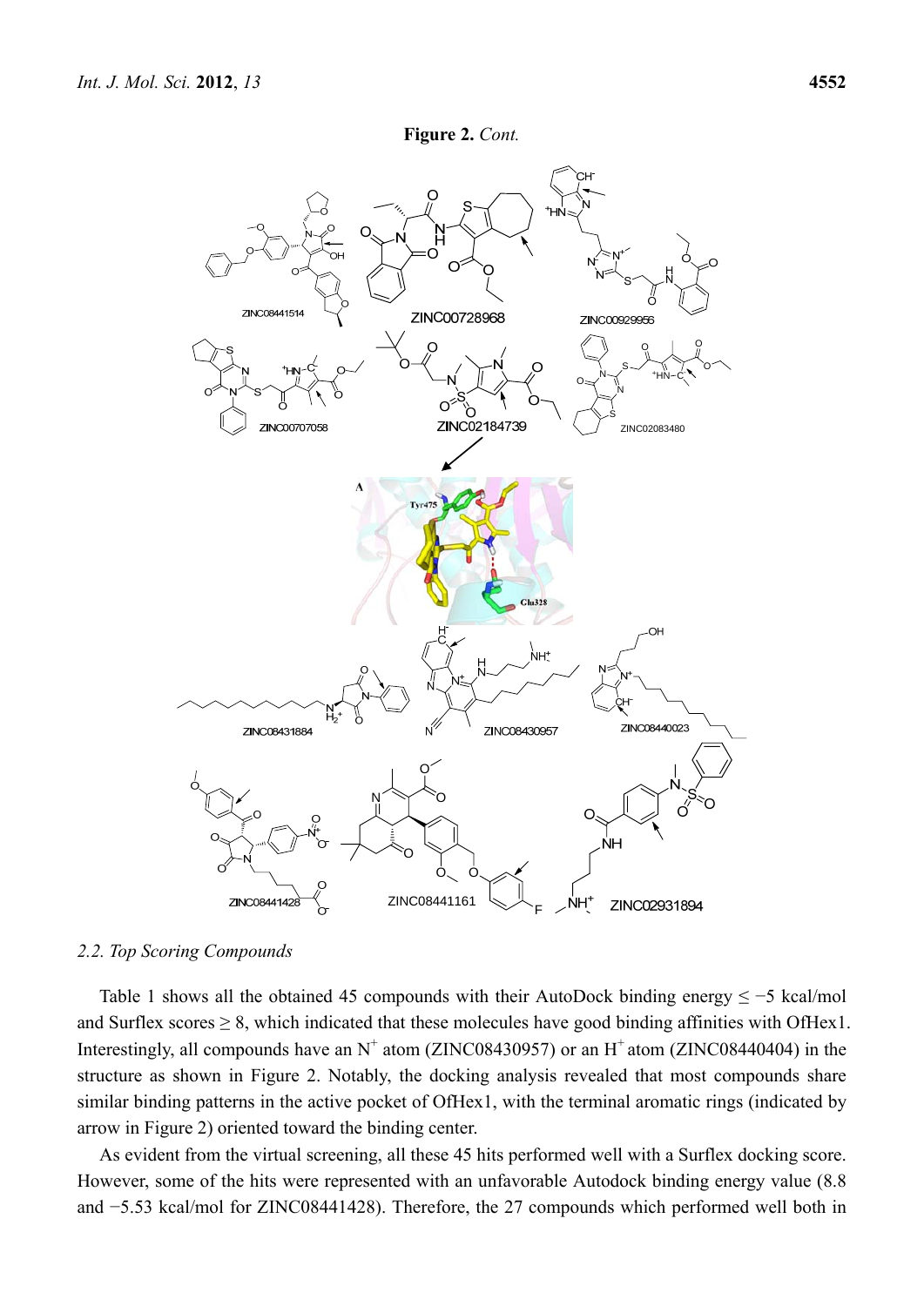**Figure 2.** *Cont.*

## 2.2. Top Scoring Compounds

Table 1 shows all the obtained 45 compounds with their AutoDock binding energy ≤ −5 kcal/mol and Surflex scores ≥ 8, which indicated that these molecules have good binding affinities with OfHex1. Interestingly, all compounds have an $N^+$ atom (ZINC08430957) or an $H^+$ atom (ZINC08440404) in the structure as shown in Figure 2. Notably, the docking analysis revealed that most compounds share similar binding patterns in the active pocket of OfHex1, with the terminal aromatic rings (indicated by arrow in Figure 2) oriented toward the binding center.

As evident from the virtual screening, all these 45 hits performed well with a Surflex docking score. However, some of the hits were represented with an unfavorable Autodock binding energy value (8.8 and −5.53 kcal/mol for ZINC08441428). Therefore, the 27 compounds which performed well both in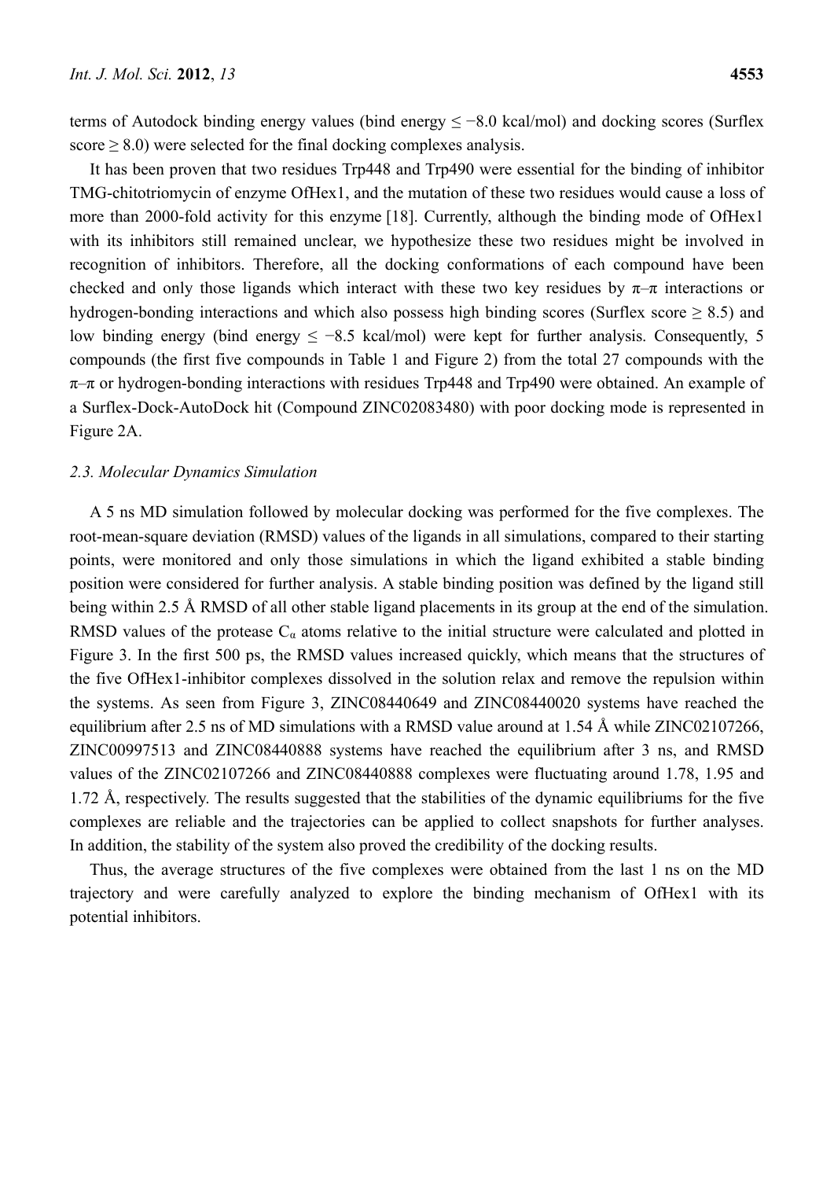terms of Autodock binding energy values (bind energy ≤ −8.0 kcal/mol) and docking scores (Surflex score ≥ 8.0) were selected for the final docking complexes analysis.

It has been proven that two residues Trp448 and Trp490 were essential for the binding of inhibitor TMG-chitotriomycin of enzyme OfHex1, and the mutation of these two residues would cause a loss of more than 2000-fold activity for this enzyme [18]. Currently, although the binding mode of OfHex1 with its inhibitors still remained unclear, we hypothesize these two residues might be involved in recognition of inhibitors. Therefore, all the docking conformations of each compound have been checked and only those ligands which interact with these two key residues by π–π interactions or hydrogen-bonding interactions and which also possess high binding scores (Surflex score ≥ 8.5) and low binding energy (bind energy ≤ −8.5 kcal/mol) were kept for further analysis. Consequently, 5 compounds (the first five compounds in Table 1 and Figure 2) from the total 27 compounds with the π–π or hydrogen-bonding interactions with residues Trp448 and Trp490 were obtained. An example of a Surflex-Dock-AutoDock hit (Compound ZINC02083480) with poor docking mode is represented in Figure 2A.

### *2.3. Molecular Dynamics Simulation*

A 5 ns MD simulation followed by molecular docking was performed for the five complexes. The root-mean-square deviation (RMSD) values of the ligands in all simulations, compared to their starting points, were monitored and only those simulations in which the ligand exhibited a stable binding position were considered for further analysis. A stable binding position was defined by the ligand still being within 2.5 Å RMSD of all other stable ligand placements in its group at the end of the simulation. RMSD values of the protease $C_\alpha$ atoms relative to the initial structure were calculated and plotted in Figure 3. In the first 500 ps, the RMSD values increased quickly, which means that the structures of the five OfHex1-inhibitor complexes dissolved in the solution relax and remove the repulsion within the systems. As seen from Figure 3, ZINC08440649 and ZINC08440020 systems have reached the equilibrium after 2.5 ns of MD simulations with a RMSD value around at 1.54 Å while ZINC02107266, ZINC00997513 and ZINC08440888 systems have reached the equilibrium after 3 ns, and RMSD values of the ZINC02107266 and ZINC08440888 complexes were fluctuating around 1.78, 1.95 and 1.72 Å, respectively. The results suggested that the stabilities of the dynamic equilibriums for the five complexes are reliable and the trajectories can be applied to collect snapshots for further analyses. In addition, the stability of the system also proved the credibility of the docking results.

Thus, the average structures of the five complexes were obtained from the last 1 ns on the MD trajectory and were carefully analyzed to explore the binding mechanism of OfHex1 with its potential inhibitors.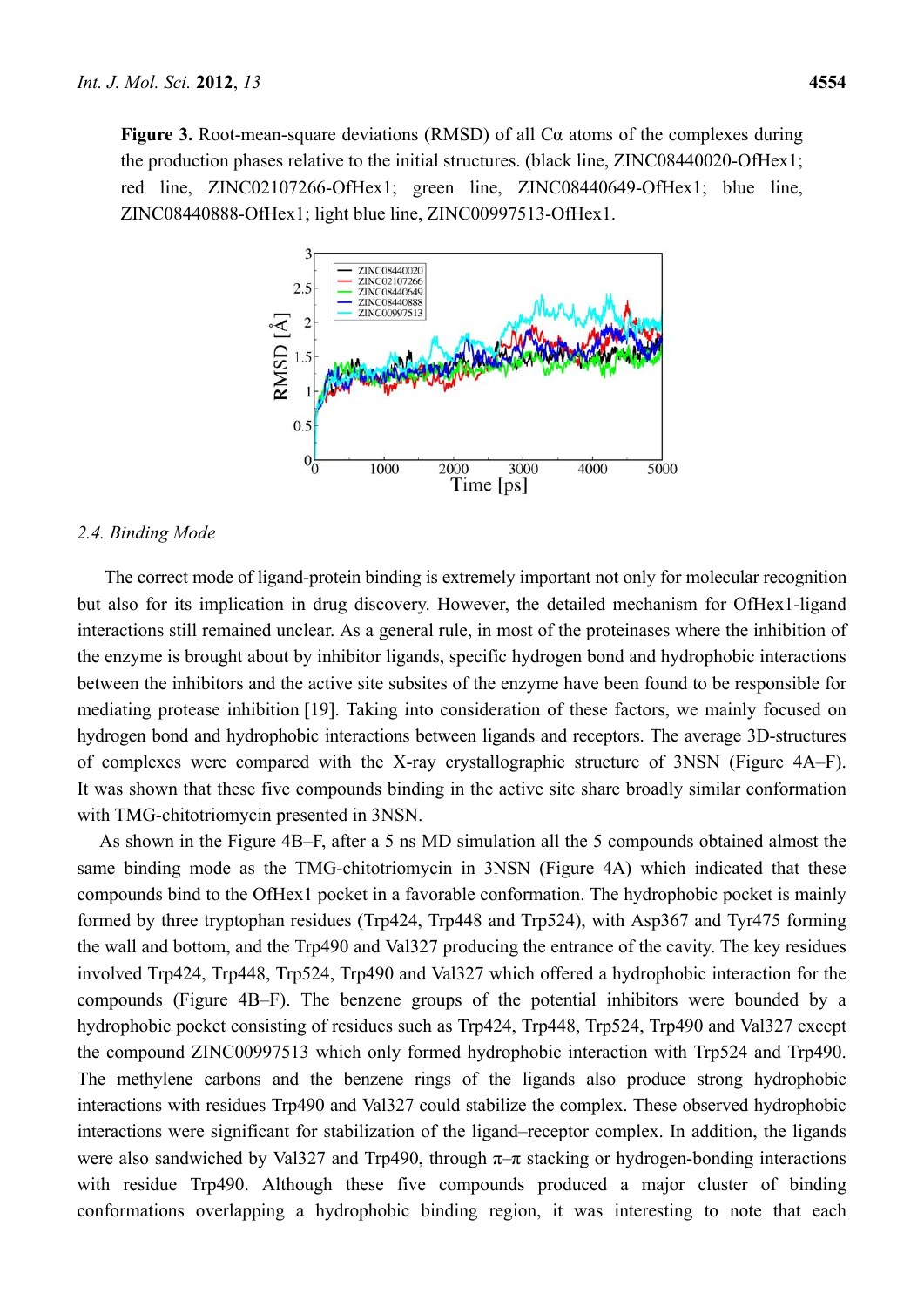**Figure 3.** Root-mean-square deviations (RMSD) of all Cα atoms of the complexes during the production phases relative to the initial structures. (black line, ZINC08440020-OfHex1; red line, ZINC02107266-OfHex1; green line, ZINC08440649-OfHex1; blue line, ZINC08440888-OfHex1; light blue line, ZINC00997513-OfHex1.

### 2.4. Binding Mode

The correct mode of ligand-protein binding is extremely important not only for molecular recognition but also for its implication in drug discovery. However, the detailed mechanism for OfHex1-ligand interactions still remained unclear. As a general rule, in most of the proteinases where the inhibition of the enzyme is brought about by inhibitor ligands, specific hydrogen bond and hydrophobic interactions between the inhibitors and the active site subsites of the enzyme have been found to be responsible for mediating protease inhibition [19]. Taking into consideration of these factors, we mainly focused on hydrogen bond and hydrophobic interactions between ligands and receptors. The average 3D-structures of complexes were compared with the X-ray crystallographic structure of 3NSN (Figure 4A–F). It was shown that these five compounds binding in the active site share broadly similar conformation with TMG-chitotriomycin presented in 3NSN.

As shown in the Figure 4B–F, after a 5 ns MD simulation all the 5 compounds obtained almost the same binding mode as the TMG-chitotriomycin in 3NSN (Figure 4A) which indicated that these compounds bind to the OfHex1 pocket in a favorable conformation. The hydrophobic pocket is mainly formed by three tryptophan residues (Trp424, Trp448 and Trp524), with Asp367 and Tyr475 forming the wall and bottom, and the Trp490 and Val327 producing the entrance of the cavity. The key residues involved Trp424, Trp448, Trp524, Trp490 and Val327 which offered a hydrophobic interaction for the compounds (Figure 4B–F). The benzene groups of the potential inhibitors were bounded by a hydrophobic pocket consisting of residues such as Trp424, Trp448, Trp524, Trp490 and Val327 except the compound ZINC00997513 which only formed hydrophobic interaction with Trp524 and Trp490. The methylene carbons and the benzene rings of the ligands also produce strong hydrophobic interactions with residues Trp490 and Val327 could stabilize the complex. These observed hydrophobic interactions were significant for stabilization of the ligand–receptor complex. In addition, the ligands were also sandwiched by Val327 and Trp490, through π–π stacking or hydrogen-bonding interactions with residue Trp490. Although these five compounds produced a major cluster of binding conformations overlapping a hydrophobic binding region, it was interesting to note that each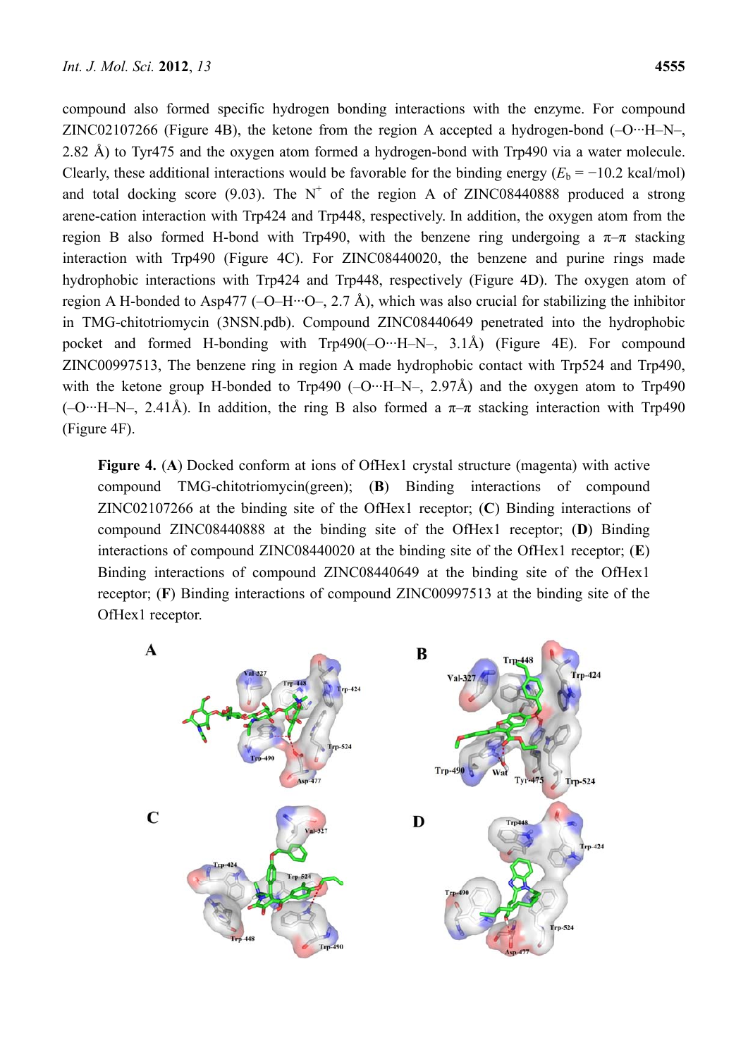compound also formed specific hydrogen bonding interactions with the enzyme. For compound ZINC02107266 (Figure 4B), the ketone from the region A accepted a hydrogen-bond (–O···H–N–, 2.82 Å) to Tyr475 and the oxygen atom formed a hydrogen-bond with Trp490 via a water molecule. Clearly, these additional interactions would be favorable for the binding energy ($E_b$ = −10.2 kcal/mol) and total docking score (9.03). The $N^+$ of the region A of ZINC08440888 produced a strong arene-cation interaction with Trp424 and Trp448, respectively. In addition, the oxygen atom from the region B also formed H-bond with Trp490, with the benzene ring undergoing a π–π stacking interaction with Trp490 (Figure 4C). For ZINC08440020, the benzene and purine rings made hydrophobic interactions with Trp424 and Trp448, respectively (Figure 4D). The oxygen atom of region A H-bonded to Asp477 (–O–H···O–, 2.7 Å), which was also crucial for stabilizing the inhibitor in TMG-chitotriomycin (3NSN.pdb). Compound ZINC08440649 penetrated into the hydrophobic pocket and formed H-bonding with Trp490(–O···H–N–, 3.1Å) (Figure 4E). For compound ZINC00997513, The benzene ring in region A made hydrophobic contact with Trp524 and Trp490, with the ketone group H-bonded to Trp490 (–O···H–N–, 2.97Å) and the oxygen atom to Trp490 (–O···H–N–, 2.41Å). In addition, the ring B also formed a π–π stacking interaction with Trp490 (Figure 4F).

**Figure 4.** (**A**) Docked conform at ions of OfHex1 crystal structure (magenta) with active compound TMG-chitotriomycin(green); (**B**) Binding interactions of compound ZINC02107266 at the binding site of the OfHex1 receptor; (**C**) Binding interactions of compound ZINC08440888 at the binding site of the OfHex1 receptor; (**D**) Binding interactions of compound ZINC08440020 at the binding site of the OfHex1 receptor; (**E**) Binding interactions of compound ZINC08440649 at the binding site of the OfHex1 receptor; (**F**) Binding interactions of compound ZINC00997513 at the binding site of the OfHex1 receptor.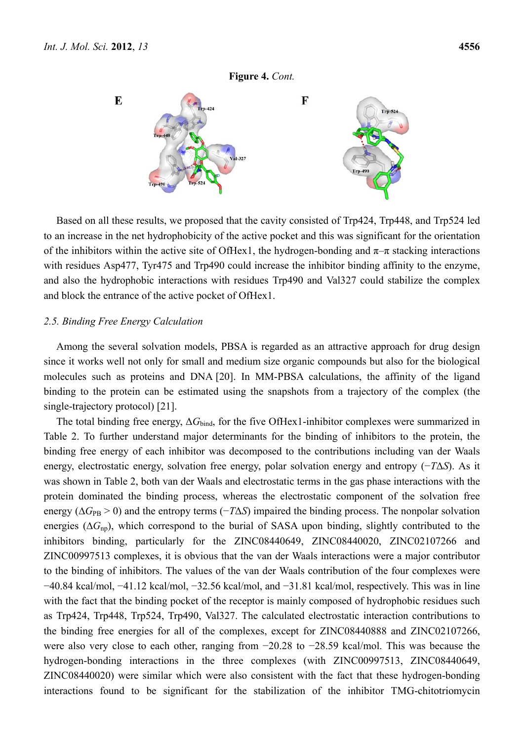**Figure 4.** *Cont.*

Based on all these results, we proposed that the cavity consisted of Trp424, Trp448, and Trp524 led to an increase in the net hydrophobicity of the active pocket and this was significant for the orientation of the inhibitors within the active site of OfHex1, the hydrogen-bonding and π–π stacking interactions with residues Asp477, Tyr475 and Trp490 could increase the inhibitor binding affinity to the enzyme, and also the hydrophobic interactions with residues Trp490 and Val327 could stabilize the complex and block the entrance of the active pocket of OfHex1.

### *2.5. Binding Free Energy Calculation*

Among the several solvation models, PBSA is regarded as an attractive approach for drug design since it works well not only for small and medium size organic compounds but also for the biological molecules such as proteins and DNA [20]. In MM-PBSA calculations, the affinity of the ligand binding to the protein can be estimated using the snapshots from a trajectory of the complex (the single-trajectory protocol) [21].

The total binding free energy, $\Delta G_{\text{bind}}$, for the five OfHex1-inhibitor complexes were summarized in Table 2. To further understand major determinants for the binding of inhibitors to the protein, the binding free energy of each inhibitor was decomposed to the contributions including van der Waals energy, electrostatic energy, solvation free energy, polar solvation energy and entropy ($-T\Delta S$). As it was shown in Table 2, both van der Waals and electrostatic terms in the gas phase interactions with the protein dominated the binding process, whereas the electrostatic component of the solvation free energy ($\Delta G_{\text{PB}} > 0$) and the entropy terms ($-T\Delta S$) impaired the binding process. The nonpolar solvation energies ($\Delta G_{\text{np}}$), which correspond to the burial of SASA upon binding, slightly contributed to the inhibitors binding, particularly for the ZINC08440649, ZINC08440020, ZINC02107266 and ZINC00997513 complexes, it is obvious that the van der Waals interactions were a major contributor to the binding of inhibitors. The values of the van der Waals contribution of the four complexes were −40.84 kcal/mol, −41.12 kcal/mol, −32.56 kcal/mol, and −31.81 kcal/mol, respectively. This was in line with the fact that the binding pocket of the receptor is mainly composed of hydrophobic residues such as Trp424, Trp448, Trp524, Trp490, Val327. The calculated electrostatic interaction contributions to the binding free energies for all of the complexes, except for ZINC08440888 and ZINC02107266, were also very close to each other, ranging from −20.28 to −28.59 kcal/mol. This was because the hydrogen-bonding interactions in the three complexes (with ZINC00997513, ZINC08440649, ZINC08440020) were similar which were also consistent with the fact that these hydrogen-bonding interactions found to be significant for the stabilization of the inhibitor TMG-chitotriomycin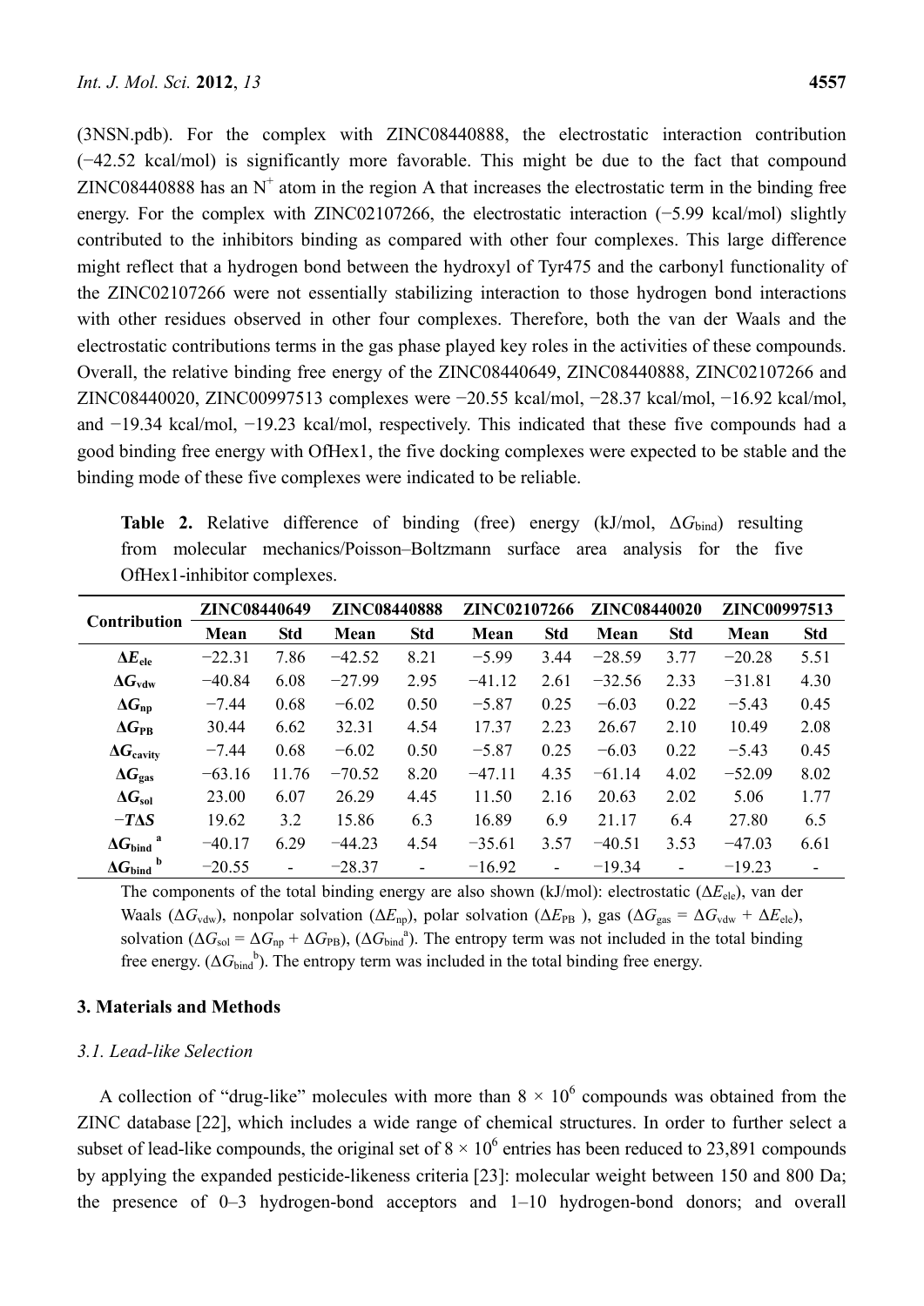(3NSN.pdb). For the complex with ZINC08440888, the electrostatic interaction contribution (−42.52 kcal/mol) is significantly more favorable. This might be due to the fact that compound ZINC08440888 has an $N^+$ atom in the region A that increases the electrostatic term in the binding free energy. For the complex with ZINC02107266, the electrostatic interaction (−5.99 kcal/mol) slightly contributed to the inhibitors binding as compared with other four complexes. This large difference might reflect that a hydrogen bond between the hydroxyl of Tyr475 and the carbonyl functionality of the ZINC02107266 were not essentially stabilizing interaction to those hydrogen bond interactions with other residues observed in other four complexes. Therefore, both the van der Waals and the electrostatic contributions terms in the gas phase played key roles in the activities of these compounds. Overall, the relative binding free energy of the ZINC08440649, ZINC08440888, ZINC02107266 and ZINC08440020, ZINC00997513 complexes were −20.55 kcal/mol, −28.37 kcal/mol, −16.92 kcal/mol, and −19.34 kcal/mol, −19.23 kcal/mol, respectively. This indicated that these five compounds had a good binding free energy with OfHex1, the five docking complexes were expected to be stable and the binding mode of these five complexes were indicated to be reliable.

**Table 2.** Relative difference of binding (free) energy (kJ/mol, $\Delta G_{bind}$) resulting from molecular mechanics/Poisson–Boltzmann surface area analysis for the five OfHex1-inhibitor complexes.

| Contribution | ZINC08440649 | | ZINC08440888 | | ZINC02107266 | | ZINC08440020 | | ZINC00997513 | |
|---|---|---|---|---|---|---|---|---|---|---|
| | Mean | Std | Mean | Std | Mean | Std | Mean | Std | Mean | Std |
| $\Delta E_{ele}$ | −22.31 | 7.86 | −42.52 | 8.21 | −5.99 | 3.44 | −28.59 | 3.77 | −20.28 | 5.51 |
| $\Delta G_{vdw}$ | −40.84 | 6.08 | −27.99 | 2.95 | −41.12 | 2.61 | −32.56 | 2.33 | −31.81 | 4.30 |
| $\Delta G_{np}$ | −7.44 | 0.68 | −6.02 | 0.50 | −5.87 | 0.25 | −6.03 | 0.22 | −5.43 | 0.45 |
| $\Delta G_{PB}$ | 30.44 | 6.62 | 32.31 | 4.54 | 17.37 | 2.23 | 26.67 | 2.10 | 10.49 | 2.08 |
| $\Delta G_{cavity}$ | −7.44 | 0.68 | −6.02 | 0.50 | −5.87 | 0.25 | −6.03 | 0.22 | −5.43 | 0.45 |
| $\Delta G_{gas}$ | −63.16 | 11.76 | −70.52 | 8.20 | −47.11 | 4.35 | −61.14 | 4.02 | −52.09 | 8.02 |
| $\Delta G_{sol}$ | 23.00 | 6.07 | 26.29 | 4.45 | 11.50 | 2.16 | 20.63 | 2.02 | 5.06 | 1.77 |
| $-T\Delta S$ | 19.62 | 3.2 | 15.86 | 6.3 | 16.89 | 6.9 | 21.17 | 6.4 | 27.80 | 6.5 |
| $\Delta G_{bind}$ [a] | −40.17 | 6.29 | −44.23 | 4.54 | −35.61 | 3.57 | −40.51 | 3.53 | −47.03 | 6.61 |
| $\Delta G_{bind}$ [b] | −20.55 | - | −28.37 | - | −16.92 | - | −19.34 | - | −19.23 | - |

The components of the total binding energy are also shown (kJ/mol): electrostatic ($\Delta E_{ele}$), van der Waals ($\Delta G_{vdw}$), nonpolar solvation ($\Delta E_{np}$), polar solvation ($\Delta E_{PB}$ ), gas ($\Delta G_{gas} = \Delta G_{vdw} + \Delta E_{ele}$), solvation ($\Delta G_{sol} = \Delta G_{np} + \Delta G_{PB}$), ($\Delta G_{bind}^{a}$). The entropy term was not included in the total binding free energy. ($\Delta G_{bind}^{b}$). The entropy term was included in the total binding free energy.

## 3. Materials and Methods

### *3.1. Lead-like Selection*

A collection of "drug-like" molecules with more than $8 \times 10^6$ compounds was obtained from the ZINC database [22], which includes a wide range of chemical structures. In order to further select a subset of lead-like compounds, the original set of $8 \times 10^6$ entries has been reduced to 23,891 compounds by applying the expanded pesticide-likeness criteria [23]: molecular weight between 150 and 800 Da; the presence of 0–3 hydrogen-bond acceptors and 1–10 hydrogen-bond donors; and overall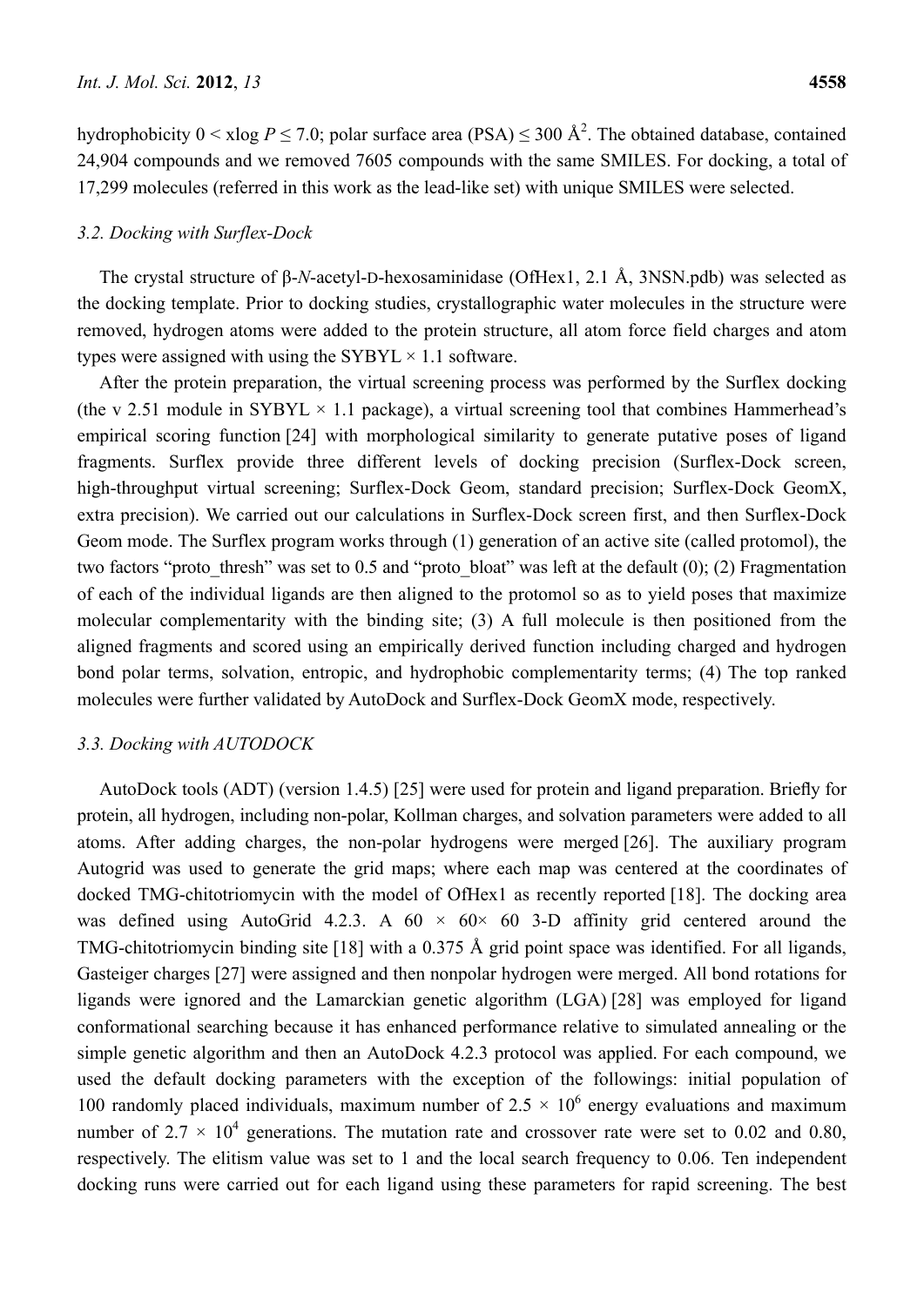hydrophobicity $0 < \text{xlog } P \leq 7.0$; polar surface area (PSA) $\leq 300$ Å$^2$. The obtained database, contained 24,904 compounds and we removed 7605 compounds with the same SMILES. For docking, a total of 17,299 molecules (referred in this work as the lead-like set) with unique SMILES were selected.

### 3.2. Docking with Surflex-Dock

The crystal structure of β-*N*-acetyl-D-hexosaminidase (OfHex1, 2.1 Å, 3NSN.pdb) was selected as the docking template. Prior to docking studies, crystallographic water molecules in the structure were removed, hydrogen atoms were added to the protein structure, all atom force field charges and atom types were assigned with using the SYBYL × 1.1 software.

After the protein preparation, the virtual screening process was performed by the Surflex docking (the v 2.51 module in SYBYL × 1.1 package), a virtual screening tool that combines Hammerhead's empirical scoring function [24] with morphological similarity to generate putative poses of ligand fragments. Surflex provide three different levels of docking precision (Surflex-Dock screen, high-throughput virtual screening; Surflex-Dock Geom, standard precision; Surflex-Dock GeomX, extra precision). We carried out our calculations in Surflex-Dock screen first, and then Surflex-Dock Geom mode. The Surflex program works through (1) generation of an active site (called protomol), the two factors "proto_thresh" was set to 0.5 and "proto_bloat" was left at the default (0); (2) Fragmentation of each of the individual ligands are then aligned to the protomol so as to yield poses that maximize molecular complementarity with the binding site; (3) A full molecule is then positioned from the aligned fragments and scored using an empirically derived function including charged and hydrogen bond polar terms, solvation, entropic, and hydrophobic complementarity terms; (4) The top ranked molecules were further validated by AutoDock and Surflex-Dock GeomX mode, respectively.

### 3.3. Docking with AUTODOCK

AutoDock tools (ADT) (version 1.4.5) [25] were used for protein and ligand preparation. Briefly for protein, all hydrogen, including non-polar, Kollman charges, and solvation parameters were added to all atoms. After adding charges, the non-polar hydrogens were merged [26]. The auxiliary program Autogrid was used to generate the grid maps; where each map was centered at the coordinates of docked TMG-chitotriomycin with the model of OfHex1 as recently reported [18]. The docking area was defined using AutoGrid 4.2.3. A $60 \times 60 \times 60$ 3-D affinity grid centered around the TMG-chitotriomycin binding site [18] with a 0.375 Å grid point space was identified. For all ligands, Gasteiger charges [27] were assigned and then nonpolar hydrogen were merged. All bond rotations for ligands were ignored and the Lamarckian genetic algorithm (LGA) [28] was employed for ligand conformational searching because it has enhanced performance relative to simulated annealing or the simple genetic algorithm and then an AutoDock 4.2.3 protocol was applied. For each compound, we used the default docking parameters with the exception of the followings: initial population of 100 randomly placed individuals, maximum number of $2.5 \times 10^6$ energy evaluations and maximum number of $2.7 \times 10^4$ generations. The mutation rate and crossover rate were set to 0.02 and 0.80, respectively. The elitism value was set to 1 and the local search frequency to 0.06. Ten independent docking runs were carried out for each ligand using these parameters for rapid screening. The best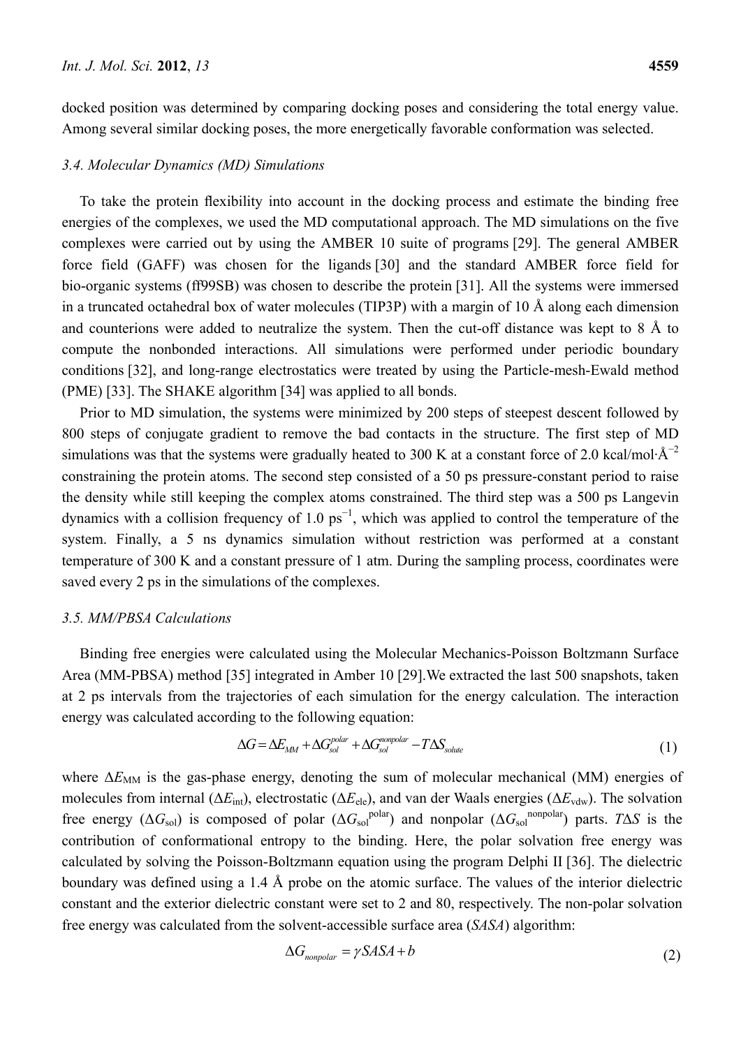docked position was determined by comparing docking poses and considering the total energy value. Among several similar docking poses, the more energetically favorable conformation was selected.

### 3.4. Molecular Dynamics (MD) Simulations

To take the protein flexibility into account in the docking process and estimate the binding free energies of the complexes, we used the MD computational approach. The MD simulations on the five complexes were carried out by using the AMBER 10 suite of programs [29]. The general AMBER force field (GAFF) was chosen for the ligands [30] and the standard AMBER force field for bio-organic systems (ff99SB) was chosen to describe the protein [31]. All the systems were immersed in a truncated octahedral box of water molecules (TIP3P) with a margin of 10 Å along each dimension and counterions were added to neutralize the system. Then the cut-off distance was kept to 8 Å to compute the nonbonded interactions. All simulations were performed under periodic boundary conditions [32], and long-range electrostatics were treated by using the Particle-mesh-Ewald method (PME) [33]. The SHAKE algorithm [34] was applied to all bonds.

Prior to MD simulation, the systems were minimized by 200 steps of steepest descent followed by 800 steps of conjugate gradient to remove the bad contacts in the structure. The first step of MD simulations was that the systems were gradually heated to 300 K at a constant force of 2.0 kcal/mol·$Å^{-2}$ constraining the protein atoms. The second step consisted of a 50 ps pressure-constant period to raise the density while still keeping the complex atoms constrained. The third step was a 500 ps Langevin dynamics with a collision frequency of 1.0 $ps^{-1}$, which was applied to control the temperature of the system. Finally, a 5 ns dynamics simulation without restriction was performed at a constant temperature of 300 K and a constant pressure of 1 atm. During the sampling process, coordinates were saved every 2 ps in the simulations of the complexes.

### 3.5. MM/PBSA Calculations

Binding free energies were calculated using the Molecular Mechanics-Poisson Boltzmann Surface Area (MM-PBSA) method [35] integrated in Amber 10 [29].We extracted the last 500 snapshots, taken at 2 ps intervals from the trajectories of each simulation for the energy calculation. The interaction energy was calculated according to the following equation:

$$\Delta G = \Delta E_{MM} + \Delta G_{sol}^{polar} + \Delta G_{sol}^{nonpolar} - T\Delta S_{solute} \tag{1}$$

where $\Delta E_{MM}$ is the gas-phase energy, denoting the sum of molecular mechanical (MM) energies of molecules from internal ($\Delta E_{int}$), electrostatic ($\Delta E_{ele}$), and van der Waals energies ($\Delta E_{vdw}$). The solvation free energy ($\Delta G_{sol}$) is composed of polar ($\Delta G_{sol}^{polar}$) and nonpolar ($\Delta G_{sol}^{nonpolar}$) parts. $T\Delta S$ is the contribution of conformational entropy to the binding. Here, the polar solvation free energy was calculated by solving the Poisson-Boltzmann equation using the program Delphi II [36]. The dielectric boundary was defined using a 1.4 Å probe on the atomic surface. The values of the interior dielectric constant and the exterior dielectric constant were set to 2 and 80, respectively. The non-polar solvation free energy was calculated from the solvent-accessible surface area (*SASA*) algorithm:

$$\Delta G_{nonpolar} = \gamma SASA + b \tag{2}$$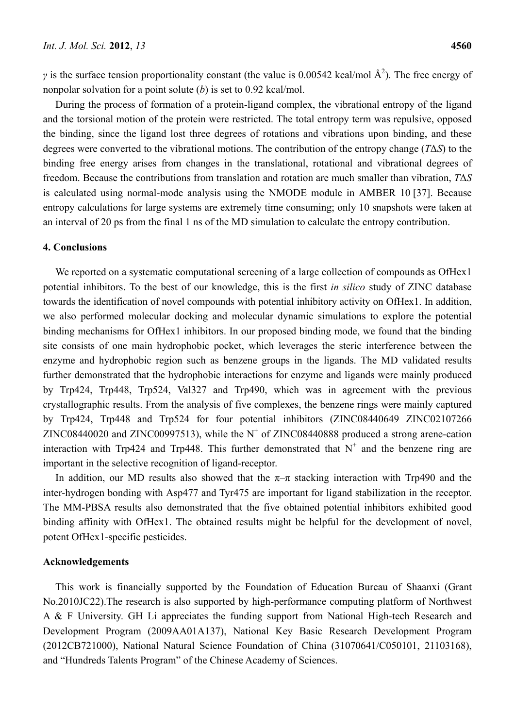$\gamma$ is the surface tension proportionality constant (the value is 0.00542 kcal/mol Å$^2$). The free energy of nonpolar solvation for a point solute ($b$) is set to 0.92 kcal/mol.

During the process of formation of a protein-ligand complex, the vibrational entropy of the ligand and the torsional motion of the protein were restricted. The total entropy term was repulsive, opposed the binding, since the ligand lost three degrees of rotations and vibrations upon binding, and these degrees were converted to the vibrational motions. The contribution of the entropy change ($T\Delta S$) to the binding free energy arises from changes in the translational, rotational and vibrational degrees of freedom. Because the contributions from translation and rotation are much smaller than vibration, $T\Delta S$ is calculated using normal-mode analysis using the NMODE module in AMBER 10 [37]. Because entropy calculations for large systems are extremely time consuming; only 10 snapshots were taken at an interval of 20 ps from the final 1 ns of the MD simulation to calculate the entropy contribution.

## 4. Conclusions

We reported on a systematic computational screening of a large collection of compounds as OfHex1 potential inhibitors. To the best of our knowledge, this is the first *in silico* study of ZINC database towards the identification of novel compounds with potential inhibitory activity on OfHex1. In addition, we also performed molecular docking and molecular dynamic simulations to explore the potential binding mechanisms for OfHex1 inhibitors. In our proposed binding mode, we found that the binding site consists of one main hydrophobic pocket, which leverages the steric interference between the enzyme and hydrophobic region such as benzene groups in the ligands. The MD validated results further demonstrated that the hydrophobic interactions for enzyme and ligands were mainly produced by Trp424, Trp448, Trp524, Val327 and Trp490, which was in agreement with the previous crystallographic results. From the analysis of five complexes, the benzene rings were mainly captured by Trp424, Trp448 and Trp524 for four potential inhibitors (ZINC08440649 ZINC02107266 ZINC08440020 and ZINC00997513), while the $N^+$ of ZINC08440888 produced a strong arene-cation interaction with Trp424 and Trp448. This further demonstrated that $N^+$ and the benzene ring are important in the selective recognition of ligand-receptor.

In addition, our MD results also showed that the $\pi$–$\pi$ stacking interaction with Trp490 and the inter-hydrogen bonding with Asp477 and Tyr475 are important for ligand stabilization in the receptor. The MM-PBSA results also demonstrated that the five obtained potential inhibitors exhibited good binding affinity with OfHex1. The obtained results might be helpful for the development of novel, potent OfHex1-specific pesticides.

## Acknowledgements

This work is financially supported by the Foundation of Education Bureau of Shaanxi (Grant No.2010JC22).The research is also supported by high-performance computing platform of Northwest A & F University. GH Li appreciates the funding support from National High-tech Research and Development Program (2009AA01A137), National Key Basic Research Development Program (2012CB721000), National Natural Science Foundation of China (31070641/C050101, 21103168), and "Hundreds Talents Program" of the Chinese Academy of Sciences.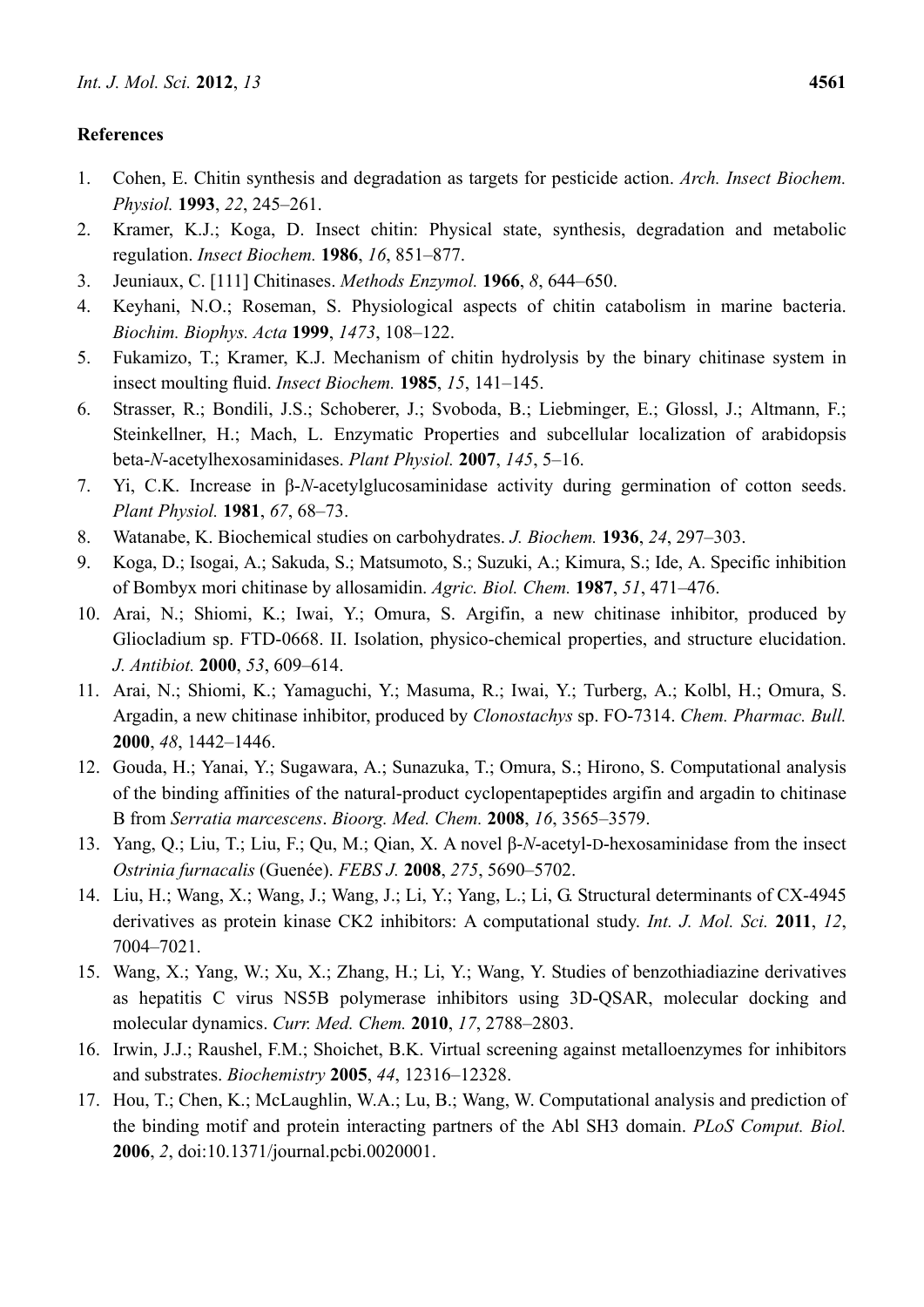## References

1. Cohen, E. Chitin synthesis and degradation as targets for pesticide action. *Arch. Insect Biochem. Physiol.* **1993**, *22*, 245–261.
2. Kramer, K.J.; Koga, D. Insect chitin: Physical state, synthesis, degradation and metabolic regulation. *Insect Biochem.* **1986**, *16*, 851–877.
3. Jeuniaux, C. [111] Chitinases. *Methods Enzymol.* **1966**, *8*, 644–650.
4. Keyhani, N.O.; Roseman, S. Physiological aspects of chitin catabolism in marine bacteria. *Biochim. Biophys. Acta* **1999**, *1473*, 108–122.
5. Fukamizo, T.; Kramer, K.J. Mechanism of chitin hydrolysis by the binary chitinase system in insect moulting fluid. *Insect Biochem.* **1985**, *15*, 141–145.
6. Strasser, R.; Bondili, J.S.; Schoberer, J.; Svoboda, B.; Liebminger, E.; Glossl, J.; Altmann, F.; Steinkellner, H.; Mach, L. Enzymatic Properties and subcellular localization of arabidopsis beta-*N*-acetylhexosaminidases. *Plant Physiol.* **2007**, *145*, 5–16.
7. Yi, C.K. Increase in β-*N*-acetylglucosaminidase activity during germination of cotton seeds. *Plant Physiol.* **1981**, *67*, 68–73.
8. Watanabe, K. Biochemical studies on carbohydrates. *J. Biochem.* **1936**, *24*, 297–303.
9. Koga, D.; Isogai, A.; Sakuda, S.; Matsumoto, S.; Suzuki, A.; Kimura, S.; Ide, A. Specific inhibition of Bombyx mori chitinase by allosamidin. *Agric. Biol. Chem.* **1987**, *51*, 471–476.
10. Arai, N.; Shiomi, K.; Iwai, Y.; Omura, S. Argifin, a new chitinase inhibitor, produced by Gliocladium sp. FTD-0668. II. Isolation, physico-chemical properties, and structure elucidation. *J. Antibiot.* **2000**, *53*, 609–614.
11. Arai, N.; Shiomi, K.; Yamaguchi, Y.; Masuma, R.; Iwai, Y.; Turberg, A.; Kolbl, H.; Omura, S. Argadin, a new chitinase inhibitor, produced by *Clonostachys* sp. FO-7314. *Chem. Pharmac. Bull.* **2000**, *48*, 1442–1446.
12. Gouda, H.; Yanai, Y.; Sugawara, A.; Sunazuka, T.; Omura, S.; Hirono, S. Computational analysis of the binding affinities of the natural-product cyclopentapeptides argifin and argadin to chitinase B from *Serratia marcescens*. *Bioorg. Med. Chem.* **2008**, *16*, 3565–3579.
13. Yang, Q.; Liu, T.; Liu, F.; Qu, M.; Qian, X. A novel β-*N*-acetyl-D-hexosaminidase from the insect *Ostrinia furnacalis* (Guenée). *FEBS J.* **2008**, *275*, 5690–5702.
14. Liu, H.; Wang, X.; Wang, J.; Wang, J.; Li, Y.; Yang, L.; Li, G. Structural determinants of CX-4945 derivatives as protein kinase CK2 inhibitors: A computational study. *Int. J. Mol. Sci.* **2011**, *12*, 7004–7021.
15. Wang, X.; Yang, W.; Xu, X.; Zhang, H.; Li, Y.; Wang, Y. Studies of benzothiadiazine derivatives as hepatitis C virus NS5B polymerase inhibitors using 3D-QSAR, molecular docking and molecular dynamics. *Curr. Med. Chem.* **2010**, *17*, 2788–2803.
16. Irwin, J.J.; Raushel, F.M.; Shoichet, B.K. Virtual screening against metalloenzymes for inhibitors and substrates. *Biochemistry* **2005**, *44*, 12316–12328.
17. Hou, T.; Chen, K.; McLaughlin, W.A.; Lu, B.; Wang, W. Computational analysis and prediction of the binding motif and protein interacting partners of the Abl SH3 domain. *PLoS Comput. Biol.* **2006**, *2*, doi:10.1371/journal.pcbi.0020001.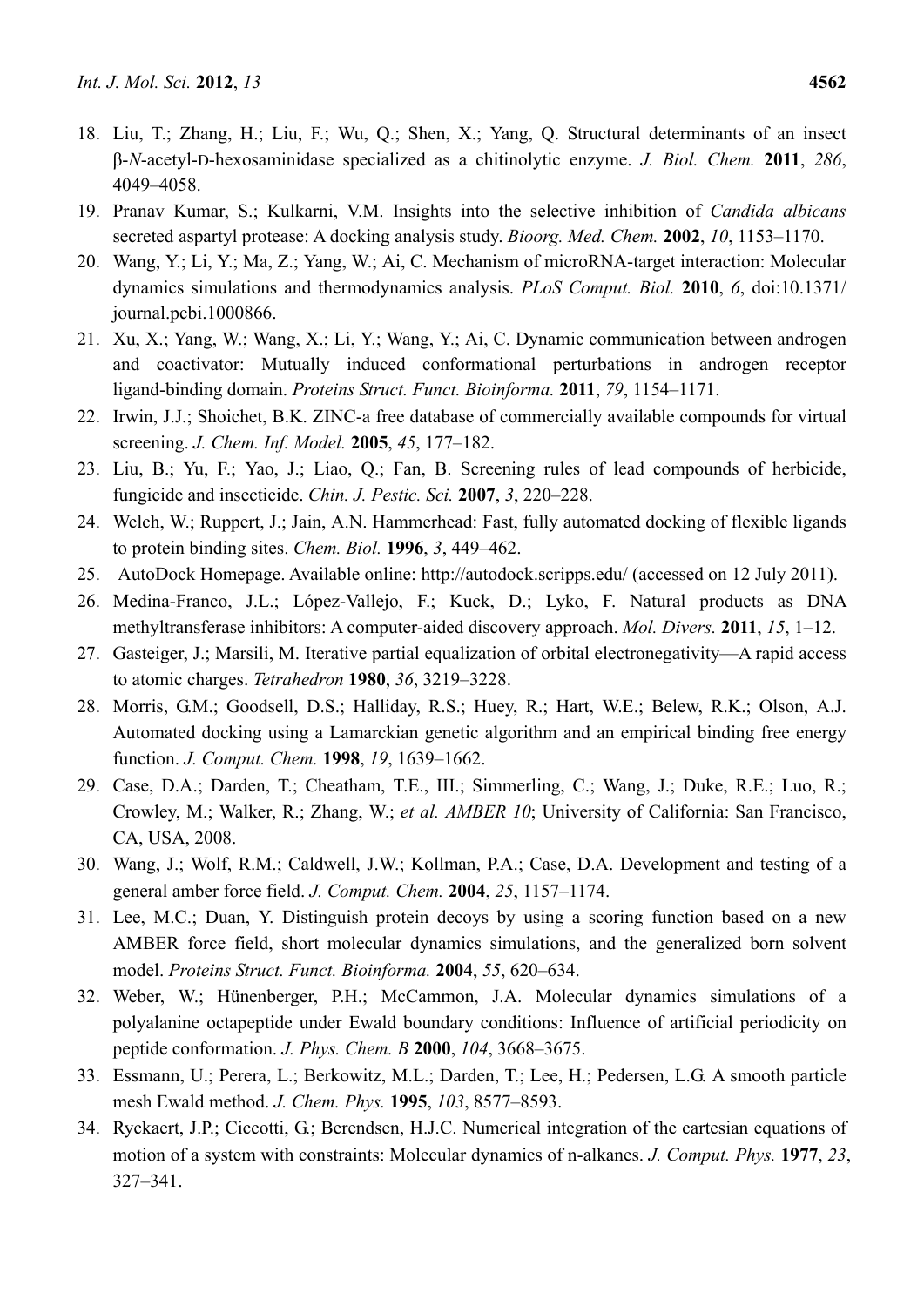18. Liu, T.; Zhang, H.; Liu, F.; Wu, Q.; Shen, X.; Yang, Q. Structural determinants of an insect β-*N*-acetyl-D-hexosaminidase specialized as a chitinolytic enzyme. *J. Biol. Chem.* **2011**, *286*, 4049–4058.
19. Pranav Kumar, S.; Kulkarni, V.M. Insights into the selective inhibition of *Candida albicans* secreted aspartyl protease: A docking analysis study. *Bioorg. Med. Chem.* **2002**, *10*, 1153–1170.
20. Wang, Y.; Li, Y.; Ma, Z.; Yang, W.; Ai, C. Mechanism of microRNA-target interaction: Molecular dynamics simulations and thermodynamics analysis. *PLoS Comput. Biol.* **2010**, *6*, doi:10.1371/journal.pcbi.1000866.
21. Xu, X.; Yang, W.; Wang, X.; Li, Y.; Wang, Y.; Ai, C. Dynamic communication between androgen and coactivator: Mutually induced conformational perturbations in androgen receptor ligand-binding domain. *Proteins Struct. Funct. Bioinforma.* **2011**, *79*, 1154–1171.
22. Irwin, J.J.; Shoichet, B.K. ZINC-a free database of commercially available compounds for virtual screening. *J. Chem. Inf. Model.* **2005**, *45*, 177–182.
23. Liu, B.; Yu, F.; Yao, J.; Liao, Q.; Fan, B. Screening rules of lead compounds of herbicide, fungicide and insecticide. *Chin. J. Pestic. Sci.* **2007**, *3*, 220–228.
24. Welch, W.; Ruppert, J.; Jain, A.N. Hammerhead: Fast, fully automated docking of flexible ligands to protein binding sites. *Chem. Biol.* **1996**, *3*, 449–462.
25. AutoDock Homepage. Available online: http://autodock.scripps.edu/ (accessed on 12 July 2011).
26. Medina-Franco, J.L.; López-Vallejo, F.; Kuck, D.; Lyko, F. Natural products as DNA methyltransferase inhibitors: A computer-aided discovery approach. *Mol. Divers.* **2011**, *15*, 1–12.
27. Gasteiger, J.; Marsili, M. Iterative partial equalization of orbital electronegativity—A rapid access to atomic charges. *Tetrahedron* **1980**, *36*, 3219–3228.
28. Morris, G.M.; Goodsell, D.S.; Halliday, R.S.; Huey, R.; Hart, W.E.; Belew, R.K.; Olson, A.J. Automated docking using a Lamarckian genetic algorithm and an empirical binding free energy function. *J. Comput. Chem.* **1998**, *19*, 1639–1662.
29. Case, D.A.; Darden, T.; Cheatham, T.E., III.; Simmerling, C.; Wang, J.; Duke, R.E.; Luo, R.; Crowley, M.; Walker, R.; Zhang, W.; *et al. AMBER 10*; University of California: San Francisco, CA, USA, 2008.
30. Wang, J.; Wolf, R.M.; Caldwell, J.W.; Kollman, P.A.; Case, D.A. Development and testing of a general amber force field. *J. Comput. Chem.* **2004**, *25*, 1157–1174.
31. Lee, M.C.; Duan, Y. Distinguish protein decoys by using a scoring function based on a new AMBER force field, short molecular dynamics simulations, and the generalized born solvent model. *Proteins Struct. Funct. Bioinforma.* **2004**, *55*, 620–634.
32. Weber, W.; Hünenberger, P.H.; McCammon, J.A. Molecular dynamics simulations of a polyalanine octapeptide under Ewald boundary conditions: Influence of artificial periodicity on peptide conformation. *J. Phys. Chem. B* **2000**, *104*, 3668–3675.
33. Essmann, U.; Perera, L.; Berkowitz, M.L.; Darden, T.; Lee, H.; Pedersen, L.G. A smooth particle mesh Ewald method. *J. Chem. Phys.* **1995**, *103*, 8577–8593.
34. Ryckaert, J.P.; Ciccotti, G.; Berendsen, H.J.C. Numerical integration of the cartesian equations of motion of a system with constraints: Molecular dynamics of n-alkanes. *J. Comput. Phys.* **1977**, *23*, 327–341.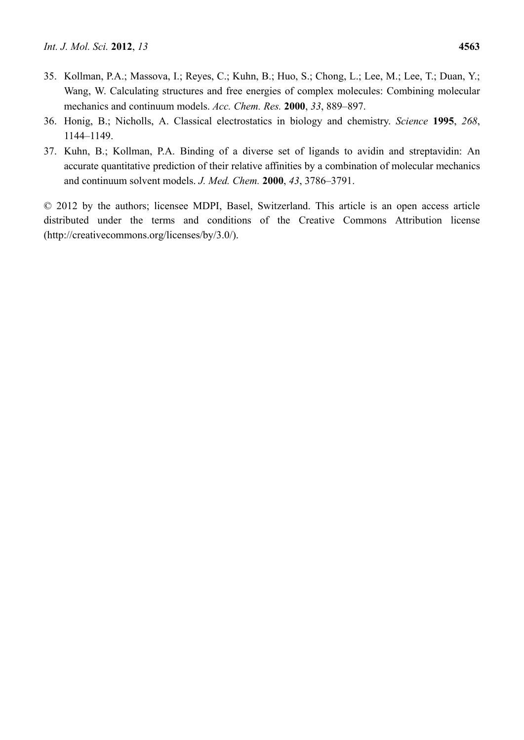35. Kollman, P.A.; Massova, I.; Reyes, C.; Kuhn, B.; Huo, S.; Chong, L.; Lee, M.; Lee, T.; Duan, Y.; Wang, W. Calculating structures and free energies of complex molecules: Combining molecular mechanics and continuum models. *Acc. Chem. Res.* **2000**, *33*, 889–897.
36. Honig, B.; Nicholls, A. Classical electrostatics in biology and chemistry. *Science* **1995**, *268*, 1144–1149.
37. Kuhn, B.; Kollman, P.A. Binding of a diverse set of ligands to avidin and streptavidin: An accurate quantitative prediction of their relative affinities by a combination of molecular mechanics and continuum solvent models. *J. Med. Chem.* **2000**, *43*, 3786–3791.

© 2012 by the authors; licensee MDPI, Basel, Switzerland. This article is an open access article distributed under the terms and conditions of the Creative Commons Attribution license (http://creativecommons.org/licenses/by/3.0/).